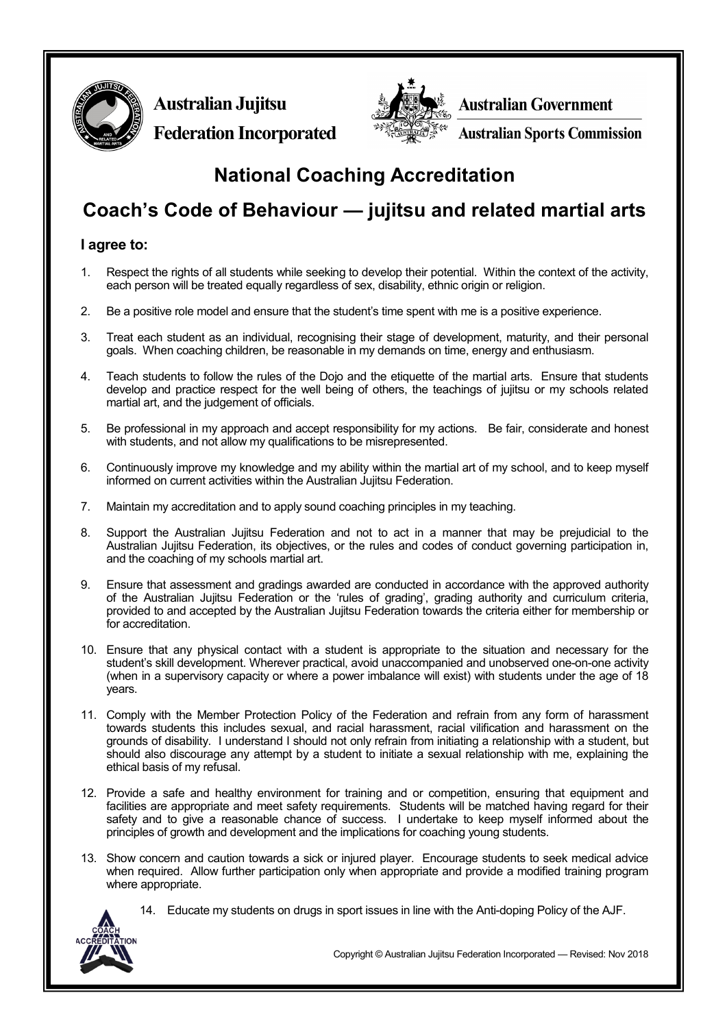**Australian Jujitsu Federation Incorporated**

**Australian Government**

**Australian Sports Commission**

# National Coaching Accreditation

# Coach's Code of Behaviour — jujitsu and related martial arts

### I agree to:

1. Respect the rights of all students while seeking to develop their potential. Within the context of the activity, each person will be treated equally regardless of sex, disability, ethnic origin or religion.

2. Be a positive role model and ensure that the student's time spent with me is a positive experience.

3. Treat each student as an individual, recognising their stage of development, maturity, and their personal goals. When coaching children, be reasonable in my demands on time, energy and enthusiasm.

4. Teach students to follow the rules of the Dojo and the etiquette of the martial arts. Ensure that students develop and practice respect for the well being of others, the teachings of jujitsu or my schools related martial art, and the judgement of officials.

5. Be professional in my approach and accept responsibility for my actions. Be fair, considerate and honest with students, and not allow my qualifications to be misrepresented.

6. Continuously improve my knowledge and my ability within the martial art of my school, and to keep myself informed on current activities within the Australian Jujitsu Federation.

7. Maintain my accreditation and to apply sound coaching principles in my teaching.

8. Support the Australian Jujitsu Federation and not to act in a manner that may be prejudicial to the Australian Jujitsu Federation, its objectives, or the rules and codes of conduct governing participation in, and the coaching of my schools martial art.

9. Ensure that assessment and gradings awarded are conducted in accordance with the approved authority of the Australian Jujitsu Federation or the 'rules of grading', grading authority and curriculum criteria, provided to and accepted by the Australian Jujitsu Federation towards the criteria either for membership or for accreditation.

10. Ensure that any physical contact with a student is appropriate to the situation and necessary for the student's skill development. Wherever practical, avoid unaccompanied and unobserved one-on-one activity (when in a supervisory capacity or where a power imbalance will exist) with students under the age of 18 years.

11. Comply with the Member Protection Policy of the Federation and refrain from any form of harassment towards students this includes sexual, and racial harassment, racial vilification and harassment on the grounds of disability. I understand I should not only refrain from initiating a relationship with a student, but should also discourage any attempt by a student to initiate a sexual relationship with me, explaining the ethical basis of my refusal.

12. Provide a safe and healthy environment for training and or competition, ensuring that equipment and facilities are appropriate and meet safety requirements. Students will be matched having regard for their safety and to give a reasonable chance of success. I undertake to keep myself informed about the principles of growth and development and the implications for coaching young students.

13. Show concern and caution towards a sick or injured player. Encourage students to seek medical advice when required. Allow further participation only when appropriate and provide a modified training program where appropriate.

14. Educate my students on drugs in sport issues in line with the Anti-doping Policy of the AJF.

Copyright © Australian Jujitsu Federation Incorporated — Revised: Nov 2018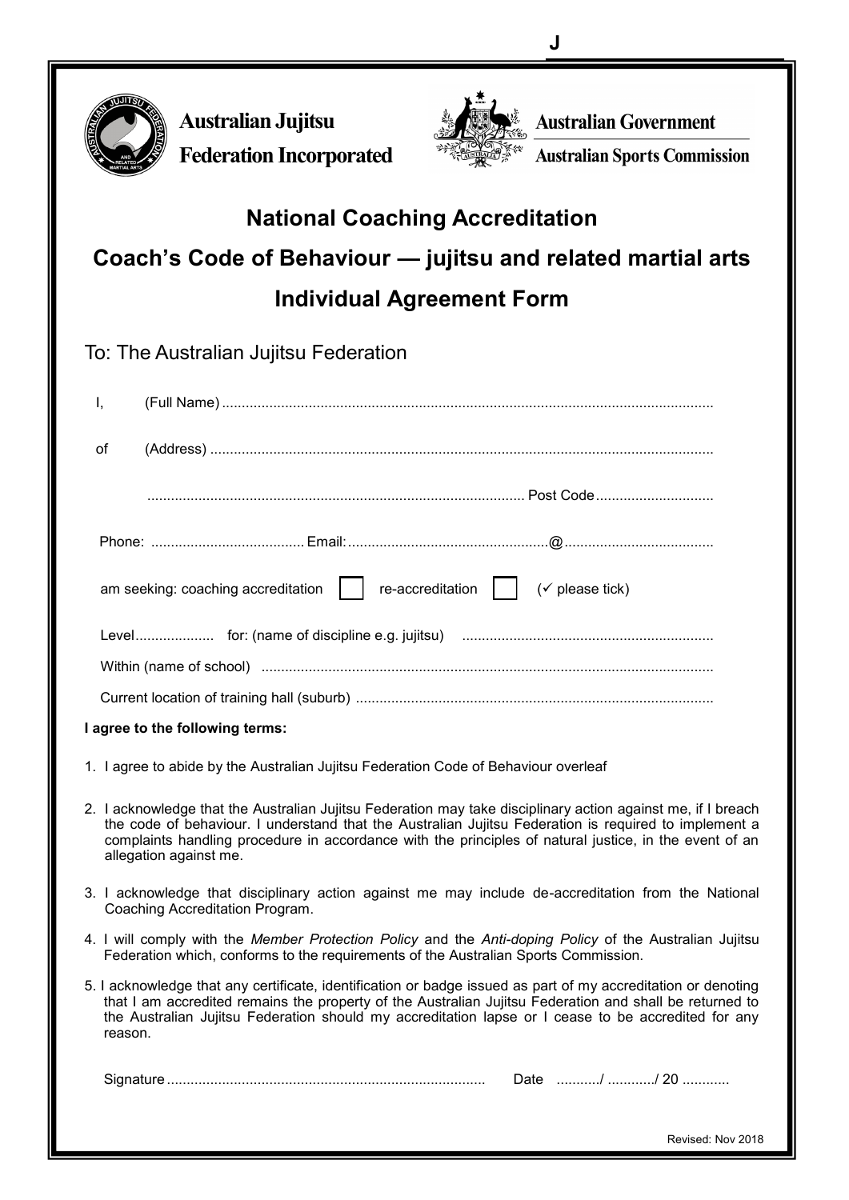J

**Australian Jujitsu Federation Incorporated**

**Australian Government**
**Australian Sports Commission**

# National Coaching Accreditation

# Coach's Code of Behaviour — jujitsu and related martial arts

# Individual Agreement Form

To: The Australian Jujitsu Federation

I, (Full Name) ..........................................................................................................................

of (Address) ..........................................................................................................................

.............................................................................................. Post Code .............................

Phone: ...................................... Email: ..................................................@.....................................

am seeking: coaching accreditation ☐ re-accreditation ☐ (✓ please tick)

Level.................... for: (name of discipline e.g. jujitsu) ...............................................................

Within (name of school) .................................................................................................................

Current location of training hall (suburb) .........................................................................................

**I agree to the following terms:**

1. I agree to abide by the Australian Jujitsu Federation Code of Behaviour overleaf
2. I acknowledge that the Australian Jujitsu Federation may take disciplinary action against me, if I breach the code of behaviour. I understand that the Australian Jujitsu Federation is required to implement a complaints handling procedure in accordance with the principles of natural justice, in the event of an allegation against me.
3. I acknowledge that disciplinary action against me may include de-accreditation from the National Coaching Accreditation Program.
4. I will comply with the *Member Protection Policy* and the *Anti-doping Policy* of the Australian Jujitsu Federation which, conforms to the requirements of the Australian Sports Commission.
5. I acknowledge that any certificate, identification or badge issued as part of my accreditation or denoting that I am accredited remains the property of the Australian Jujitsu Federation and shall be returned to the Australian Jujitsu Federation should my accreditation lapse or I cease to be accredited for any reason.

Signature ................................................................................ Date .........../ ............/ 20 ............

Revised: Nov 2018